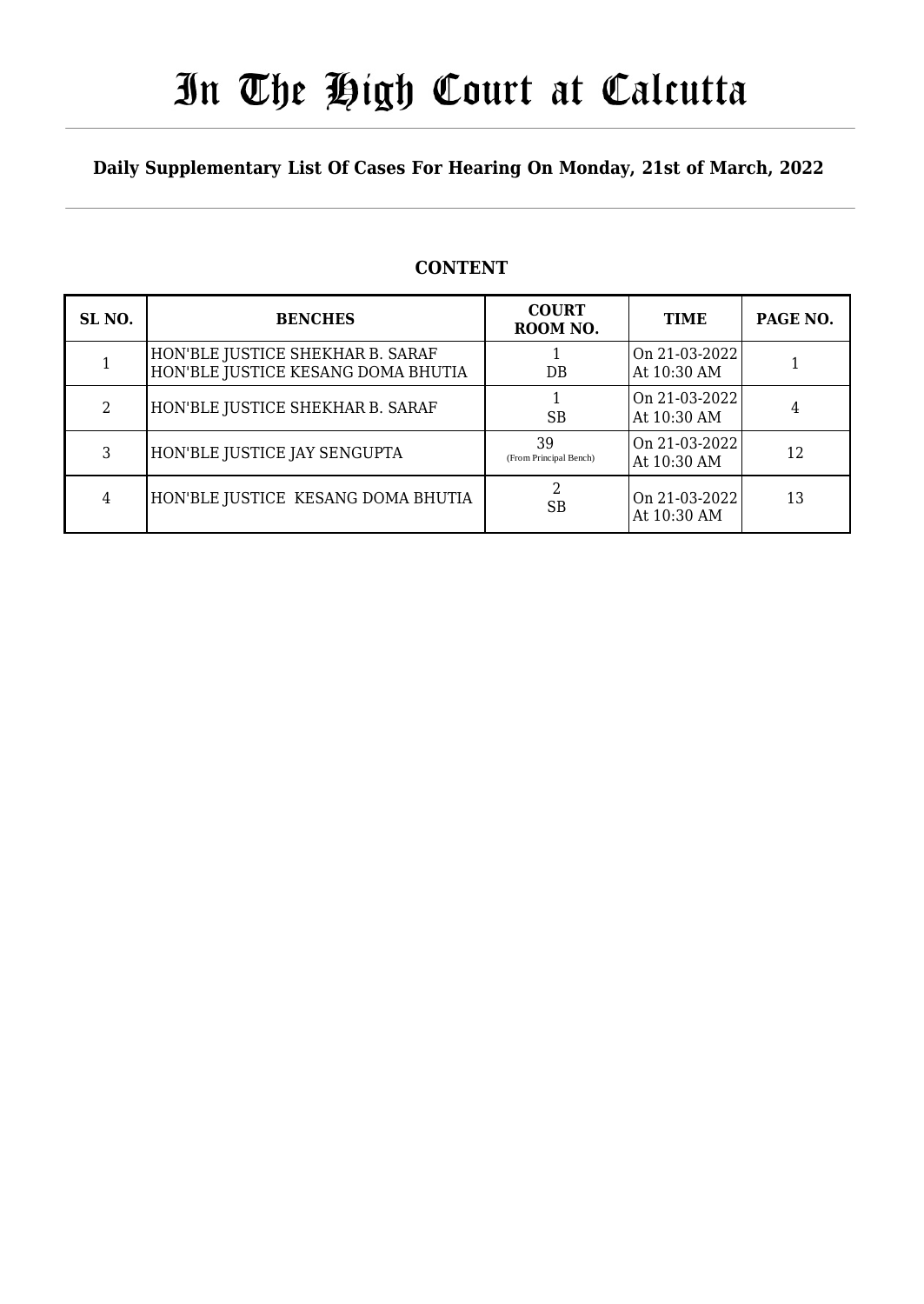# In The High Court at Calcutta

**Daily Supplementary List Of Cases For Hearing On Monday, 21st of March, 2022**

## CONTENT

| SL NO. | BENCHES | COURT ROOM NO. | TIME | PAGE NO. |
|---|---|---|---|---|
| 1 | HON'BLE JUSTICE SHEKHAR B. SARAF<br>HON'BLE JUSTICE KESANG DOMA BHUTIA | 1<br>DB | On 21-03-2022<br>At 10:30 AM | 1 |
| 2 | HON'BLE JUSTICE SHEKHAR B. SARAF | 1<br>SB | On 21-03-2022<br>At 10:30 AM | 4 |
| 3 | HON'BLE JUSTICE JAY SENGUPTA | 39<br>(From Principal Bench) | On 21-03-2022<br>At 10:30 AM | 12 |
| 4 | HON'BLE JUSTICE KESANG DOMA BHUTIA | 2<br>SB | On 21-03-2022<br>At 10:30 AM | 13 |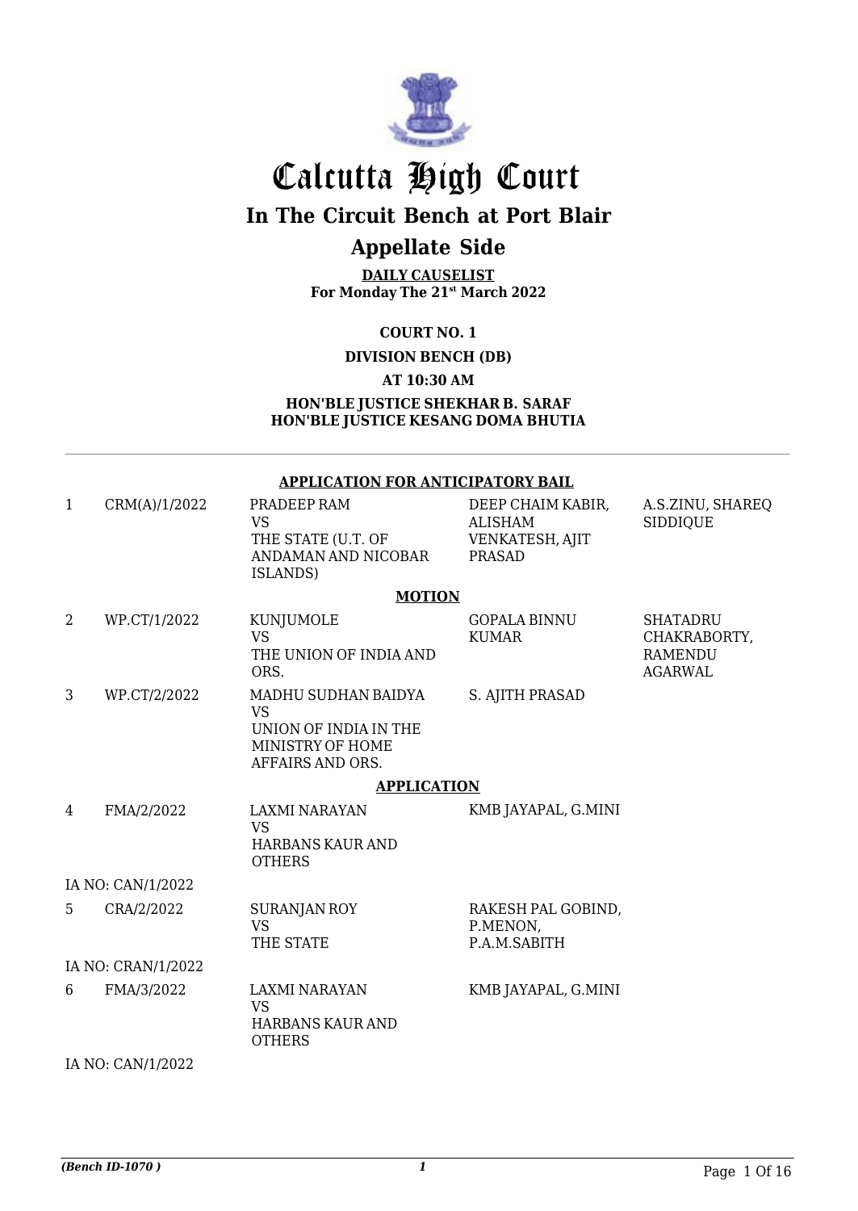# Calcutta High Court

## In The Circuit Bench at Port Blair

## Appellate Side

**DAILY CAUSELIST**
**For Monday The 21st March 2022**

**COURT NO. 1**

**DIVISION BENCH (DB)**

**AT 10:30 AM**

**HON'BLE JUSTICE SHEKHAR B. SARAF**
**HON'BLE JUSTICE KESANG DOMA BHUTIA**

**APPLICATION FOR ANTICIPATORY BAIL**

| | | | | |
|---|---|---|---|---|
| 1 | CRM(A)/1/2022 | PRADEEP RAM VS THE STATE (U.T. OF ANDAMAN AND NICOBAR ISLANDS) | DEEP CHAIM KABIR, ALISHAM VENKATESH, AJIT PRASAD | A.S.ZINU, SHAREQ SIDDIQUE |

**MOTION**

| | | | | |
|---|---|---|---|---|
| 2 | WP.CT/1/2022 | KUNJUMOLE VS THE UNION OF INDIA AND ORS. | GOPALA BINNU KUMAR | SHATADRU CHAKRABORTY, RAMENDU AGARWAL |
| 3 | WP.CT/2/2022 | MADHU SUDHAN BAIDYA VS UNION OF INDIA IN THE MINISTRY OF HOME AFFAIRS AND ORS. | S. AJITH PRASAD | |

**APPLICATION**

| | | | | |
|---|---|---|---|---|
| 4 | FMA/2/2022 | LAXMI NARAYAN VS HARBANS KAUR AND OTHERS | KMB JAYAPAL, G.MINI | |
| | IA NO: CAN/1/2022 | | | |
| 5 | CRA/2/2022 | SURANJAN ROY VS THE STATE | RAKESH PAL GOBIND, P.MENON, P.A.M.SABITH | |
| | IA NO: CRAN/1/2022 | | | |
| 6 | FMA/3/2022 | LAXMI NARAYAN VS HARBANS KAUR AND OTHERS | KMB JAYAPAL, G.MINI | |
| | IA NO: CAN/1/2022 | | | |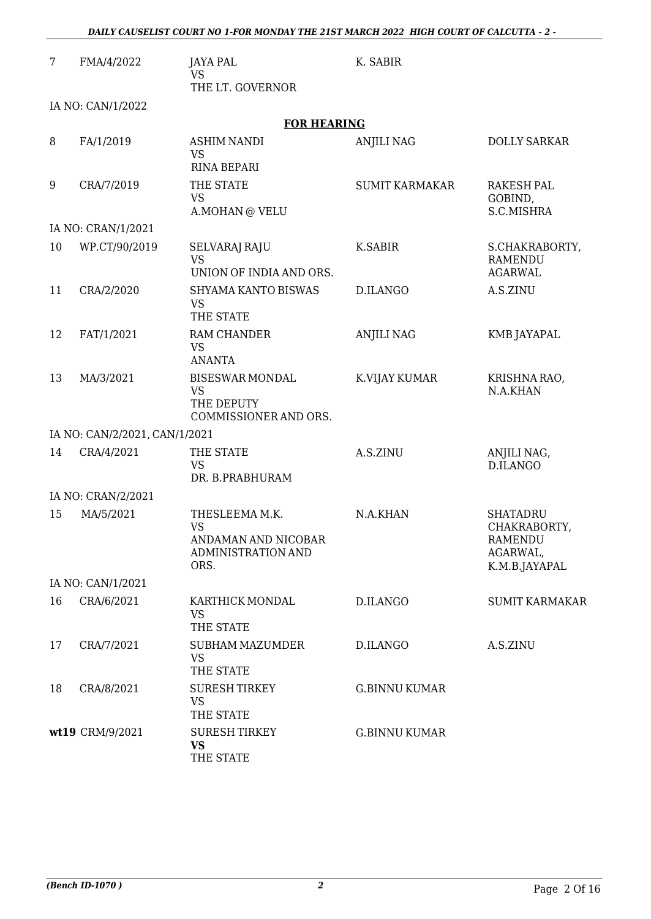| 7 | FMA/4/2022 | JAYA PAL<br>VS<br>THE LT. GOVERNOR | K. SABIR | |
|---|---|---|---|---|
| | IA NO: CAN/1/2022 | | | |

**FOR HEARING**

| | | | | |
|---|---|---|---|---|
| 8 | FA/1/2019 | ASHIM NANDI<br>VS<br>RINA BEPARI | ANJILI NAG | DOLLY SARKAR |
| 9 | CRA/7/2019 | THE STATE<br>VS<br>A.MOHAN @ VELU | SUMIT KARMAKAR | RAKESH PAL GOBIND, S.C.MISHRA |
| | IA NO: CRAN/1/2021 | | | |
| 10 | WP.CT/90/2019 | SELVARAJ RAJU<br>VS<br>UNION OF INDIA AND ORS. | K.SABIR | S.CHAKRABORTY, RAMENDU AGARWAL |
| 11 | CRA/2/2020 | SHYAMA KANTO BISWAS<br>VS<br>THE STATE | D.ILANGO | A.S.ZINU |
| 12 | FAT/1/2021 | RAM CHANDER<br>VS<br>ANANTA | ANJILI NAG | KMB JAYAPAL |
| 13 | MA/3/2021 | BISESWAR MONDAL<br>VS<br>THE DEPUTY COMMISSIONER AND ORS. | K.VIJAY KUMAR | KRISHNA RAO, N.A.KHAN |
| | IA NO: CAN/2/2021, CAN/1/2021 | | | |
| 14 | CRA/4/2021 | THE STATE<br>VS<br>DR. B.PRABHURAM | A.S.ZINU | ANJILI NAG, D.ILANGO |
| | IA NO: CRAN/2/2021 | | | |
| 15 | MA/5/2021 | THESLEEMA M.K.<br>VS<br>ANDAMAN AND NICOBAR ADMINISTRATION AND ORS. | N.A.KHAN | SHATADRU CHAKRABORTY, RAMENDU AGARWAL, K.M.B.JAYAPAL |
| | IA NO: CAN/1/2021 | | | |
| 16 | CRA/6/2021 | KARTHICK MONDAL<br>VS<br>THE STATE | D.ILANGO | SUMIT KARMAKAR |
| 17 | CRA/7/2021 | SUBHAM MAZUMDER<br>VS<br>THE STATE | D.ILANGO | A.S.ZINU |
| 18 | CRA/8/2021 | SURESH TIRKEY<br>VS<br>THE STATE | G.BINNU KUMAR | |
| **wt19** | CRM/9/2021 | SURESH TIRKEY<br>**VS**<br>THE STATE | G.BINNU KUMAR | |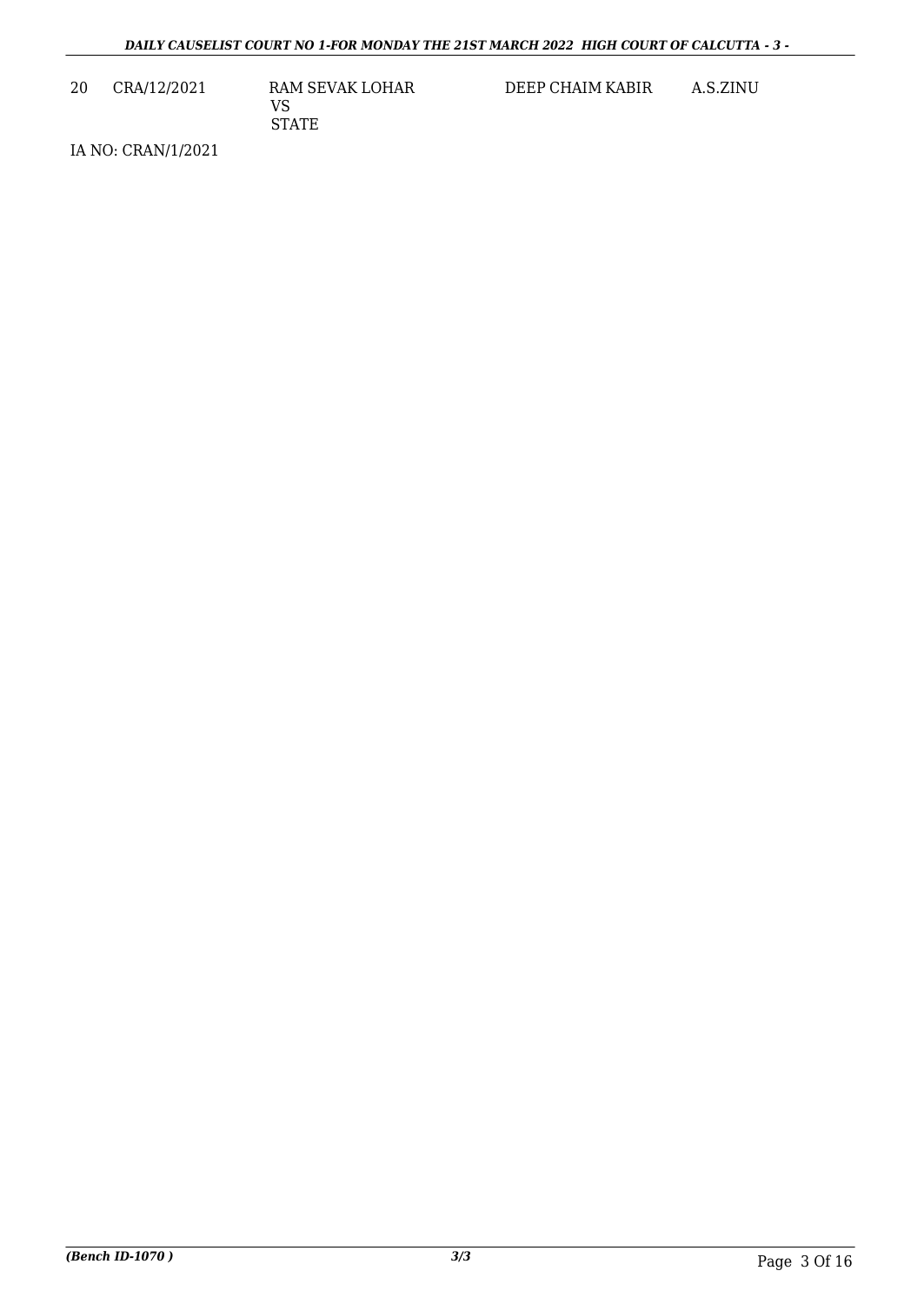| 20 | CRA/12/2021 | RAM SEVAK LOHAR<br>VS<br>STATE | DEEP CHAIM KABIR | A.S.ZINU |
|---|---|---|---|---|

IA NO: CRAN/1/2021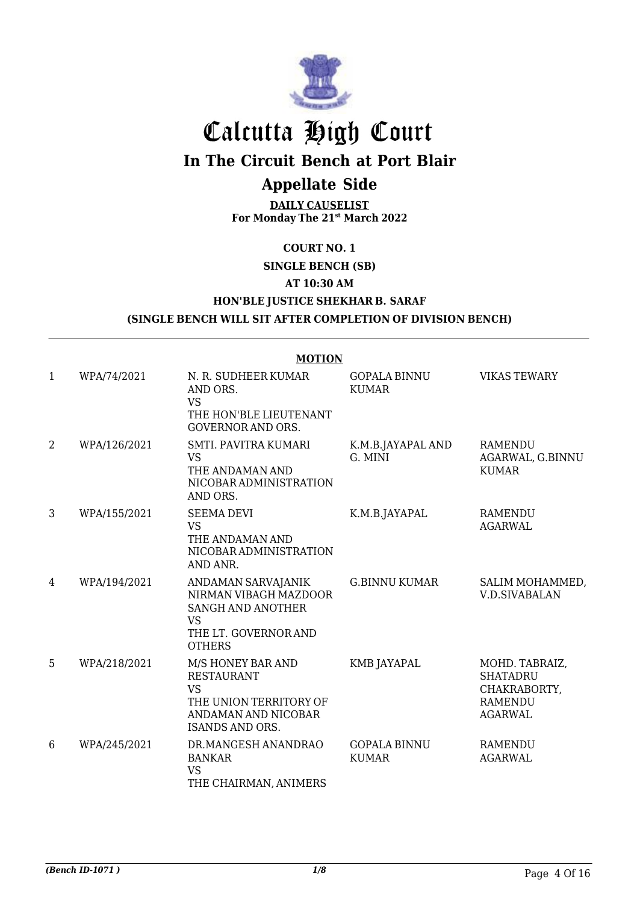# Calcutta High Court

## In The Circuit Bench at Port Blair

## Appellate Side

**DAILY CAUSELIST**
**For Monday The 21st March 2022**

**COURT NO. 1**

**SINGLE BENCH (SB)**

**AT 10:30 AM**

**HON'BLE JUSTICE SHEKHAR B. SARAF**

**(SINGLE BENCH WILL SIT AFTER COMPLETION OF DIVISION BENCH)**

**MOTION**

| | | | | |
|---|---|---|---|---|
| 1 | WPA/74/2021 | N. R. SUDHEER KUMAR AND ORS.<br>VS<br>THE HON'BLE LIEUTENANT GOVERNOR AND ORS. | GOPALA BINNU KUMAR | VIKAS TEWARY |
| 2 | WPA/126/2021 | SMTI. PAVITRA KUMARI<br>VS<br>THE ANDAMAN AND NICOBAR ADMINISTRATION AND ORS. | K.M.B.JAYAPAL AND G. MINI | RAMENDU AGARWAL, G.BINNU KUMAR |
| 3 | WPA/155/2021 | SEEMA DEVI<br>VS<br>THE ANDAMAN AND NICOBAR ADMINISTRATION AND ANR. | K.M.B.JAYAPAL | RAMENDU AGARWAL |
| 4 | WPA/194/2021 | ANDAMAN SARVAJANIK NIRMAN VIBAGH MAZDOOR SANGH AND ANOTHER<br>VS<br>THE LT. GOVERNOR AND OTHERS | G.BINNU KUMAR | SALIM MOHAMMED, V.D.SIVABALAN |
| 5 | WPA/218/2021 | M/S HONEY BAR AND RESTAURANT<br>VS<br>THE UNION TERRITORY OF ANDAMAN AND NICOBAR ISANDS AND ORS. | KMB JAYAPAL | MOHD. TABRAIZ, SHATADRU CHAKRABORTY, RAMENDU AGARWAL |
| 6 | WPA/245/2021 | DR.MANGESH ANANDRAO BANKAR<br>VS<br>THE CHAIRMAN, ANIMERS | GOPALA BINNU KUMAR | RAMENDU AGARWAL |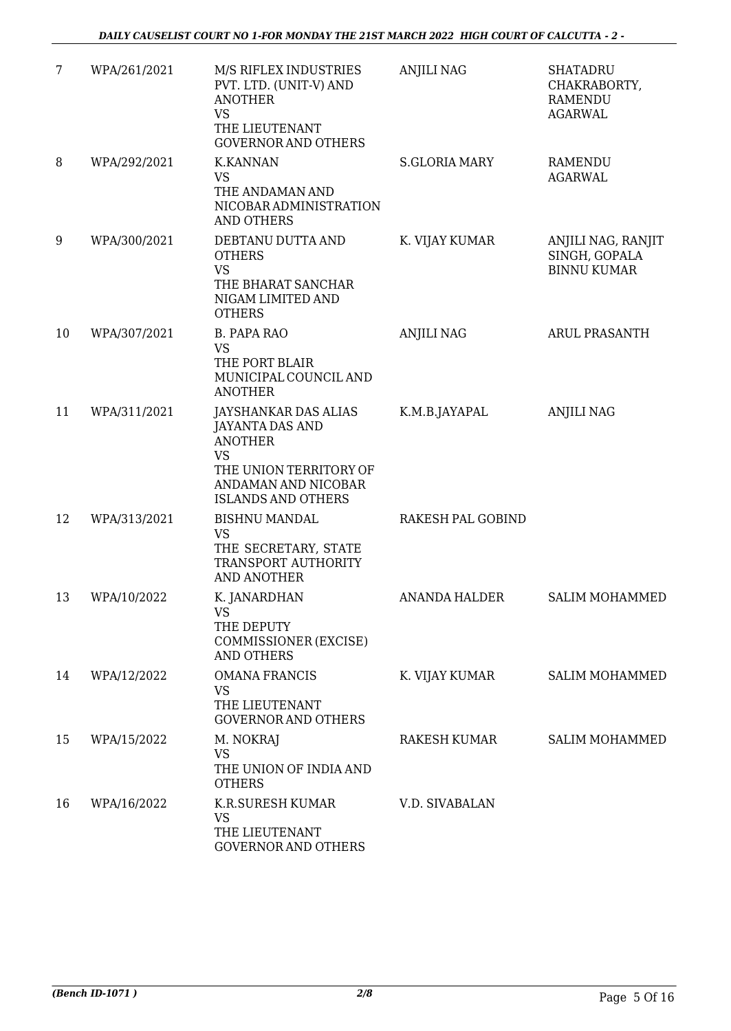| 7 | WPA/261/2021 | M/S RIFLEX INDUSTRIES PVT. LTD. (UNIT-V) AND ANOTHER<br>VS<br>THE LIEUTENANT GOVERNOR AND OTHERS | ANJILI NAG | SHATADRU CHAKRABORTY, RAMENDU AGARWAL |
|---|---|---|---|---|
| 8 | WPA/292/2021 | K.KANNAN<br>VS<br>THE ANDAMAN AND NICOBAR ADMINISTRATION AND OTHERS | S.GLORIA MARY | RAMENDU AGARWAL |
| 9 | WPA/300/2021 | DEBTANU DUTTA AND OTHERS<br>VS<br>THE BHARAT SANCHAR NIGAM LIMITED AND OTHERS | K. VIJAY KUMAR | ANJILI NAG, RANJIT SINGH, GOPALA BINNU KUMAR |
| 10 | WPA/307/2021 | B. PAPA RAO<br>VS<br>THE PORT BLAIR MUNICIPAL COUNCIL AND ANOTHER | ANJILI NAG | ARUL PRASANTH |
| 11 | WPA/311/2021 | JAYSHANKAR DAS ALIAS JAYANTA DAS AND ANOTHER<br>VS<br>THE UNION TERRITORY OF ANDAMAN AND NICOBAR ISLANDS AND OTHERS | K.M.B.JAYAPAL | ANJILI NAG |
| 12 | WPA/313/2021 | BISHNU MANDAL<br>VS<br>THE SECRETARY, STATE TRANSPORT AUTHORITY AND ANOTHER | RAKESH PAL GOBIND | |
| 13 | WPA/10/2022 | K. JANARDHAN<br>VS<br>THE DEPUTY COMMISSIONER (EXCISE) AND OTHERS | ANANDA HALDER | SALIM MOHAMMED |
| 14 | WPA/12/2022 | OMANA FRANCIS<br>VS<br>THE LIEUTENANT GOVERNOR AND OTHERS | K. VIJAY KUMAR | SALIM MOHAMMED |
| 15 | WPA/15/2022 | M. NOKRAJ<br>VS<br>THE UNION OF INDIA AND OTHERS | RAKESH KUMAR | SALIM MOHAMMED |
| 16 | WPA/16/2022 | K.R.SURESH KUMAR<br>VS<br>THE LIEUTENANT GOVERNOR AND OTHERS | V.D. SIVABALAN | |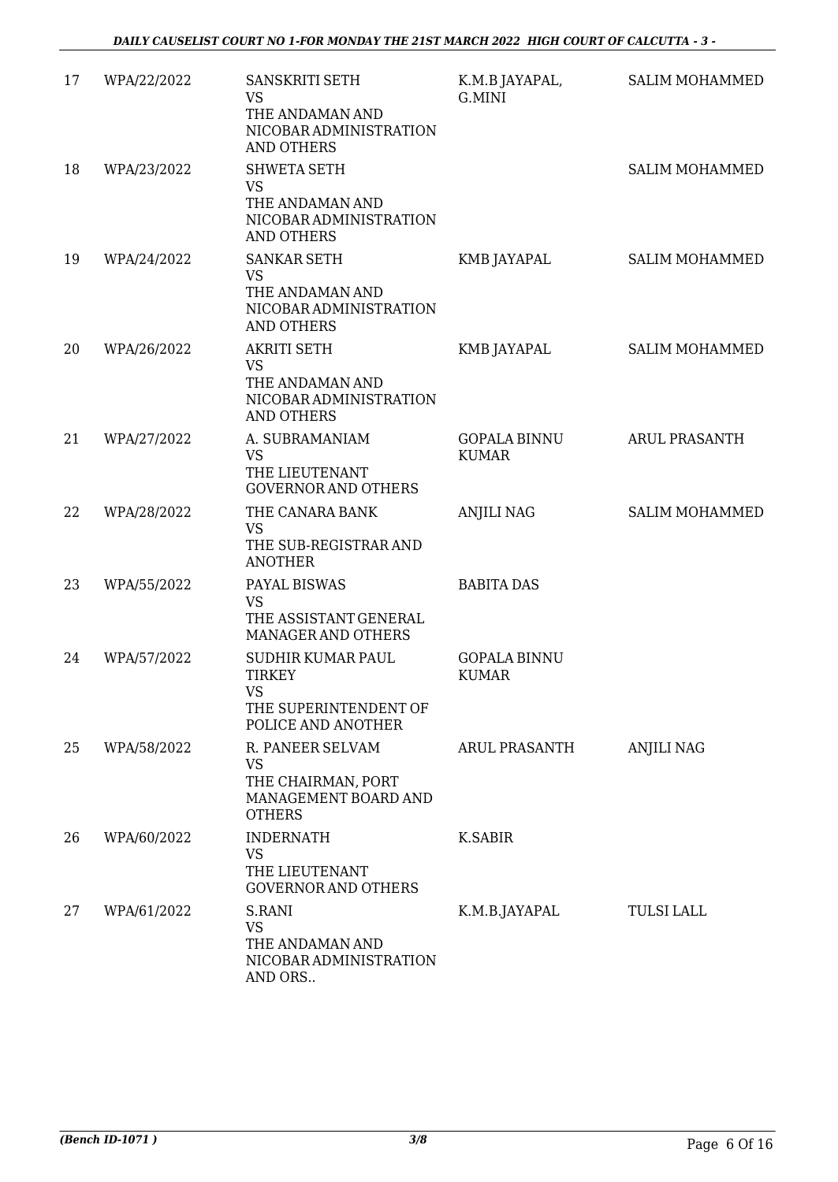| 17 | WPA/22/2022 | SANSKRITI SETH<br>VS<br>THE ANDAMAN AND NICOBAR ADMINISTRATION AND OTHERS | K.M.B JAYAPAL, G.MINI | SALIM MOHAMMED |
|---|---|---|---|---|
| 18 | WPA/23/2022 | SHWETA SETH<br>VS<br>THE ANDAMAN AND NICOBAR ADMINISTRATION AND OTHERS | | SALIM MOHAMMED |
| 19 | WPA/24/2022 | SANKAR SETH<br>VS<br>THE ANDAMAN AND NICOBAR ADMINISTRATION AND OTHERS | KMB JAYAPAL | SALIM MOHAMMED |
| 20 | WPA/26/2022 | AKRITI SETH<br>VS<br>THE ANDAMAN AND NICOBAR ADMINISTRATION AND OTHERS | KMB JAYAPAL | SALIM MOHAMMED |
| 21 | WPA/27/2022 | A. SUBRAMANIAM<br>VS<br>THE LIEUTENANT GOVERNOR AND OTHERS | GOPALA BINNU KUMAR | ARUL PRASANTH |
| 22 | WPA/28/2022 | THE CANARA BANK<br>VS<br>THE SUB-REGISTRAR AND ANOTHER | ANJILI NAG | SALIM MOHAMMED |
| 23 | WPA/55/2022 | PAYAL BISWAS<br>VS<br>THE ASSISTANT GENERAL MANAGER AND OTHERS | BABITA DAS | |
| 24 | WPA/57/2022 | SUDHIR KUMAR PAUL TIRKEY<br>VS<br>THE SUPERINTENDENT OF POLICE AND ANOTHER | GOPALA BINNU KUMAR | |
| 25 | WPA/58/2022 | R. PANEER SELVAM<br>VS<br>THE CHAIRMAN, PORT MANAGEMENT BOARD AND OTHERS | ARUL PRASANTH | ANJILI NAG |
| 26 | WPA/60/2022 | INDERNATH<br>VS<br>THE LIEUTENANT GOVERNOR AND OTHERS | K.SABIR | |
| 27 | WPA/61/2022 | S.RANI<br>VS<br>THE ANDAMAN AND NICOBAR ADMINISTRATION AND ORS.. | K.M.B.JAYAPAL | TULSI LALL |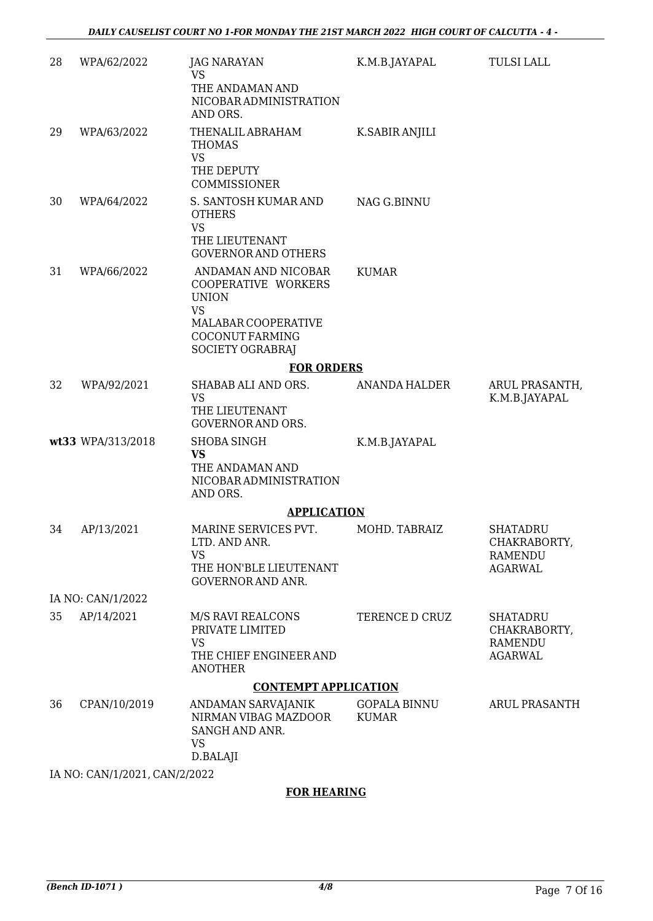| | | | | |
|---|---|---|---|---|
| 28 | WPA/62/2022 | JAG NARAYAN<br>VS<br>THE ANDAMAN AND NICOBAR ADMINISTRATION AND ORS. | K.M.B.JAYAPAL | TULSI LALL |
| 29 | WPA/63/2022 | THENALIL ABRAHAM THOMAS<br>VS<br>THE DEPUTY COMMISSIONER | K.SABIR ANJILI | |
| 30 | WPA/64/2022 | S. SANTOSH KUMAR AND OTHERS<br>VS<br>THE LIEUTENANT GOVERNOR AND OTHERS | NAG G.BINNU | |
| 31 | WPA/66/2022 | ANDAMAN AND NICOBAR COOPERATIVE WORKERS UNION<br>VS<br>MALABAR COOPERATIVE COCONUT FARMING SOCIETY OGRABRAJ | KUMAR | |

**FOR ORDERS**

| | | | | |
|---|---|---|---|---|
| 32 | WPA/92/2021 | SHABAB ALI AND ORS.<br>VS<br>THE LIEUTENANT GOVERNOR AND ORS. | ANANDA HALDER | ARUL PRASANTH, K.M.B.JAYAPAL |
| wt33 | WPA/313/2018 | SHOBA SINGH<br>**VS**<br>THE ANDAMAN AND NICOBAR ADMINISTRATION AND ORS. | K.M.B.JAYAPAL | |

**APPLICATION**

| | | | | |
|---|---|---|---|---|
| 34 | AP/13/2021 | MARINE SERVICES PVT. LTD. AND ANR.<br>VS<br>THE HON'BLE LIEUTENANT GOVERNOR AND ANR. | MOHD. TABRAIZ | SHATADRU CHAKRABORTY, RAMENDU AGARWAL |

IA NO: CAN/1/2022

| | | | | |
|---|---|---|---|---|
| 35 | AP/14/2021 | M/S RAVI REALCONS PRIVATE LIMITED<br>VS<br>THE CHIEF ENGINEER AND ANOTHER | TERENCE D CRUZ | SHATADRU CHAKRABORTY, RAMENDU AGARWAL |

**CONTEMPT APPLICATION**

| | | | | |
|---|---|---|---|---|
| 36 | CPAN/10/2019 | ANDAMAN SARVAJANIK NIRMAN VIBAG MAZDOOR SANGH AND ANR.<br>VS<br>D.BALAJI | GOPALA BINNU KUMAR | ARUL PRASANTH |

IA NO: CAN/1/2021, CAN/2/2022

**FOR HEARING**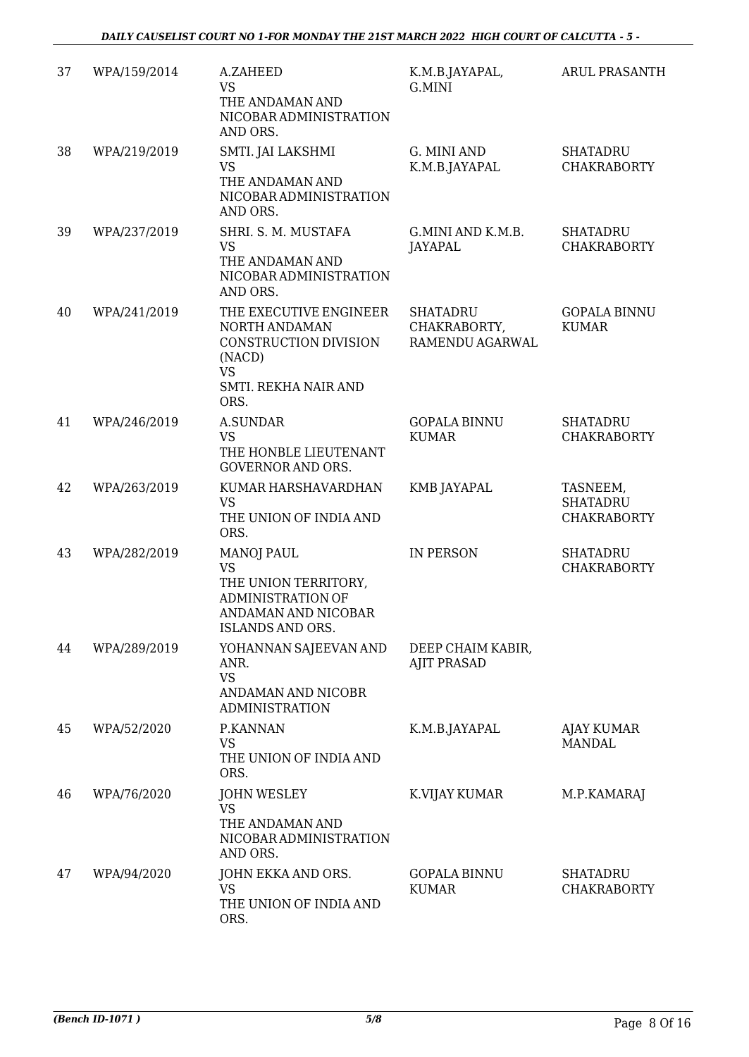| 37 | WPA/159/2014 | A.ZAHEED<br>VS<br>THE ANDAMAN AND NICOBAR ADMINISTRATION AND ORS. | K.M.B.JAYAPAL, G.MINI | ARUL PRASANTH |
|---|---|---|---|---|
| 38 | WPA/219/2019 | SMTI. JAI LAKSHMI<br>VS<br>THE ANDAMAN AND NICOBAR ADMINISTRATION AND ORS. | G. MINI AND K.M.B.JAYAPAL | SHATADRU CHAKRABORTY |
| 39 | WPA/237/2019 | SHRI. S. M. MUSTAFA<br>VS<br>THE ANDAMAN AND NICOBAR ADMINISTRATION AND ORS. | G.MINI AND K.M.B. JAYAPAL | SHATADRU CHAKRABORTY |
| 40 | WPA/241/2019 | THE EXECUTIVE ENGINEER NORTH ANDAMAN CONSTRUCTION DIVISION (NACD)<br>VS<br>SMTI. REKHA NAIR AND ORS. | SHATADRU CHAKRABORTY, RAMENDU AGARWAL | GOPALA BINNU KUMAR |
| 41 | WPA/246/2019 | A.SUNDAR<br>VS<br>THE HONBLE LIEUTENANT GOVERNOR AND ORS. | GOPALA BINNU KUMAR | SHATADRU CHAKRABORTY |
| 42 | WPA/263/2019 | KUMAR HARSHAVARDHAN<br>VS<br>THE UNION OF INDIA AND ORS. | KMB JAYAPAL | TASNEEM, SHATADRU CHAKRABORTY |
| 43 | WPA/282/2019 | MANOJ PAUL<br>VS<br>THE UNION TERRITORY, ADMINISTRATION OF ANDAMAN AND NICOBAR ISLANDS AND ORS. | IN PERSON | SHATADRU CHAKRABORTY |
| 44 | WPA/289/2019 | YOHANNAN SAJEEVAN AND ANR.<br>VS<br>ANDAMAN AND NICOBR ADMINISTRATION | DEEP CHAIM KABIR, AJIT PRASAD | |
| 45 | WPA/52/2020 | P.KANNAN<br>VS<br>THE UNION OF INDIA AND ORS. | K.M.B.JAYAPAL | AJAY KUMAR MANDAL |
| 46 | WPA/76/2020 | JOHN WESLEY<br>VS<br>THE ANDAMAN AND NICOBAR ADMINISTRATION AND ORS. | K.VIJAY KUMAR | M.P.KAMARAJ |
| 47 | WPA/94/2020 | JOHN EKKA AND ORS.<br>VS<br>THE UNION OF INDIA AND ORS. | GOPALA BINNU KUMAR | SHATADRU CHAKRABORTY |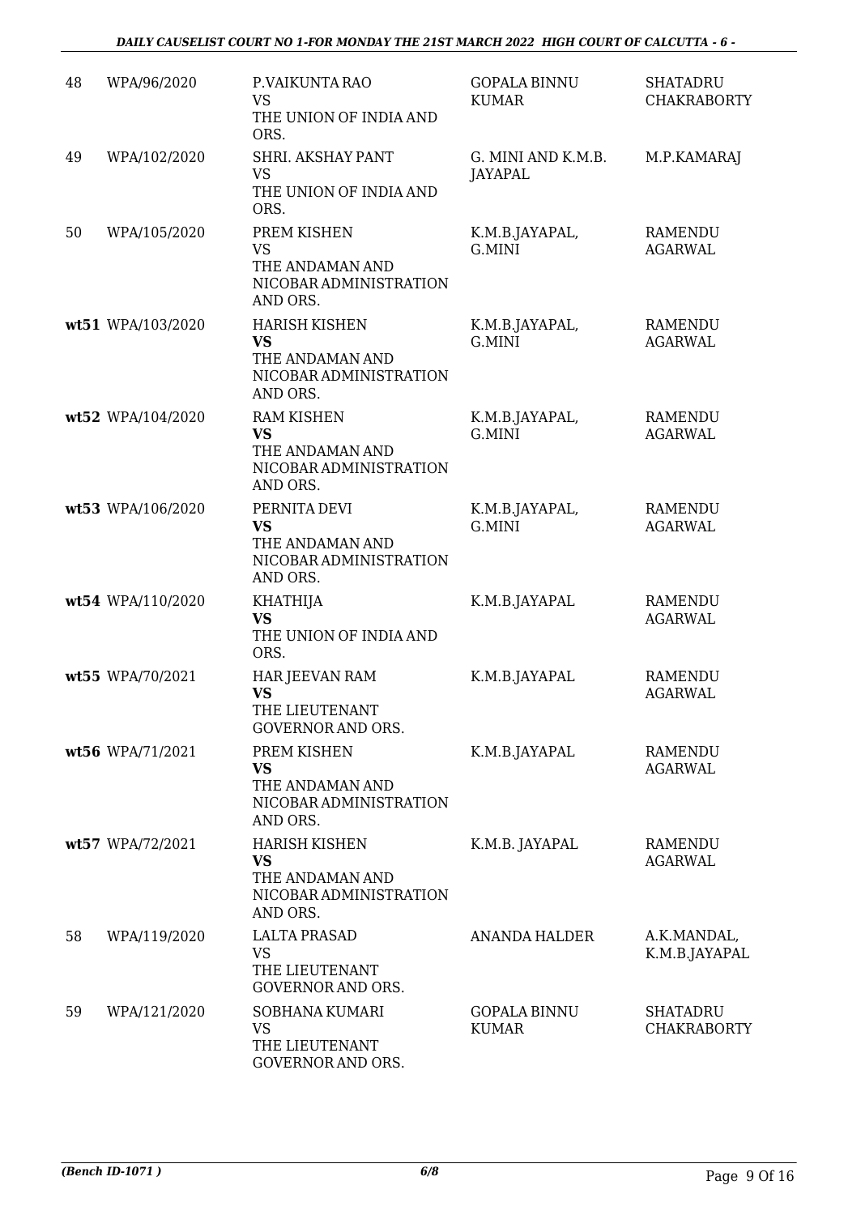| 48 | WPA/96/2020 | P.VAIKUNTA RAO<br>VS<br>THE UNION OF INDIA AND ORS. | GOPALA BINNU KUMAR | SHATADRU CHAKRABORTY |
|---|---|---|---|---|
| 49 | WPA/102/2020 | SHRI. AKSHAY PANT<br>VS<br>THE UNION OF INDIA AND ORS. | G. MINI AND K.M.B. JAYAPAL | M.P.KAMARAJ |
| 50 | WPA/105/2020 | PREM KISHEN<br>VS<br>THE ANDAMAN AND NICOBAR ADMINISTRATION AND ORS. | K.M.B.JAYAPAL, G.MINI | RAMENDU AGARWAL |
| **wt51** | WPA/103/2020 | HARISH KISHEN<br>**VS**<br>THE ANDAMAN AND NICOBAR ADMINISTRATION AND ORS. | K.M.B.JAYAPAL, G.MINI | RAMENDU AGARWAL |
| **wt52** | WPA/104/2020 | RAM KISHEN<br>**VS**<br>THE ANDAMAN AND NICOBAR ADMINISTRATION AND ORS. | K.M.B.JAYAPAL, G.MINI | RAMENDU AGARWAL |
| **wt53** | WPA/106/2020 | PERNITA DEVI<br>**VS**<br>THE ANDAMAN AND NICOBAR ADMINISTRATION AND ORS. | K.M.B.JAYAPAL, G.MINI | RAMENDU AGARWAL |
| **wt54** | WPA/110/2020 | KHATHIJA<br>**VS**<br>THE UNION OF INDIA AND ORS. | K.M.B.JAYAPAL | RAMENDU AGARWAL |
| **wt55** | WPA/70/2021 | HAR JEEVAN RAM<br>**VS**<br>THE LIEUTENANT GOVERNOR AND ORS. | K.M.B.JAYAPAL | RAMENDU AGARWAL |
| **wt56** | WPA/71/2021 | PREM KISHEN<br>**VS**<br>THE ANDAMAN AND NICOBAR ADMINISTRATION AND ORS. | K.M.B.JAYAPAL | RAMENDU AGARWAL |
| **wt57** | WPA/72/2021 | HARISH KISHEN<br>**VS**<br>THE ANDAMAN AND NICOBAR ADMINISTRATION AND ORS. | K.M.B. JAYAPAL | RAMENDU AGARWAL |
| 58 | WPA/119/2020 | LALTA PRASAD<br>VS<br>THE LIEUTENANT GOVERNOR AND ORS. | ANANDA HALDER | A.K.MANDAL, K.M.B.JAYAPAL |
| 59 | WPA/121/2020 | SOBHANA KUMARI<br>VS<br>THE LIEUTENANT GOVERNOR AND ORS. | GOPALA BINNU KUMAR | SHATADRU CHAKRABORTY |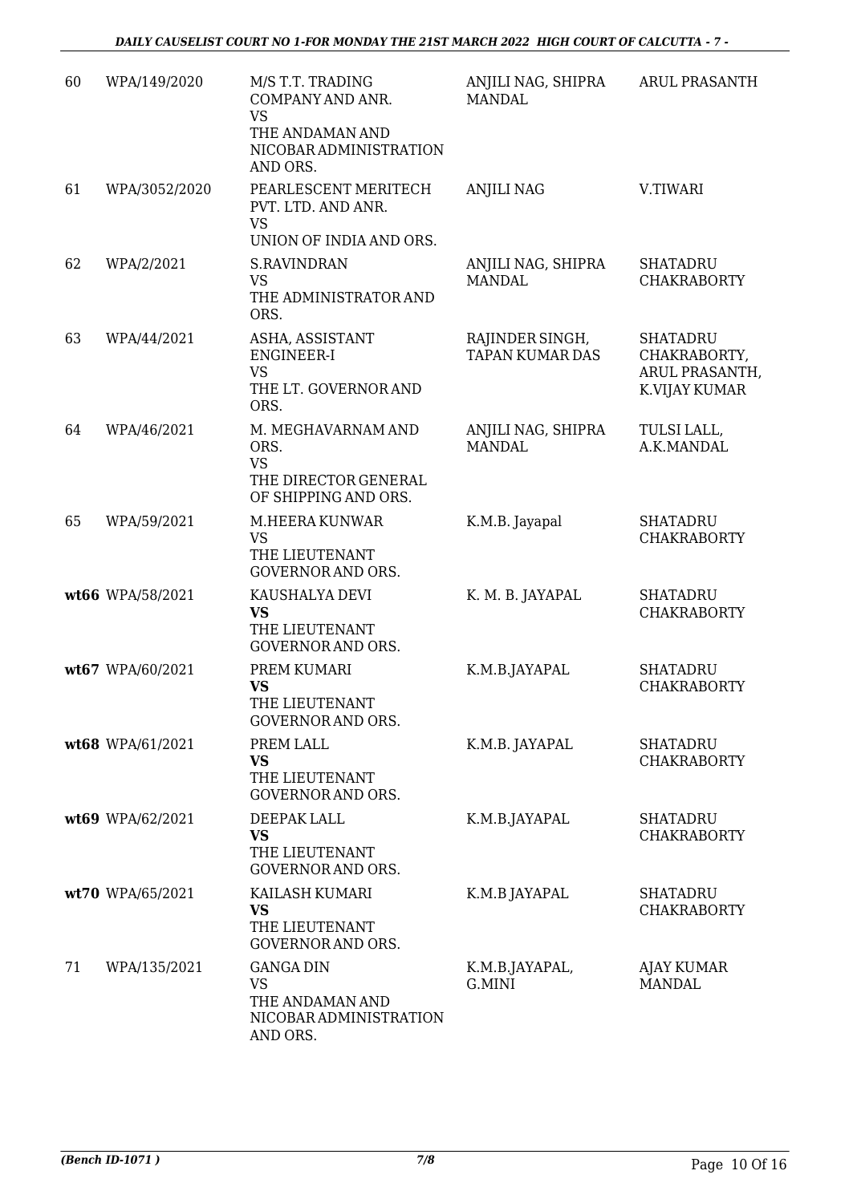| | | | | |
|---|---|---|---|---|
| 60 | WPA/149/2020 | M/S T.T. TRADING COMPANY AND ANR.<br>VS<br>THE ANDAMAN AND NICOBAR ADMINISTRATION AND ORS. | ANJILI NAG, SHIPRA MANDAL | ARUL PRASANTH |
| 61 | WPA/3052/2020 | PEARLESCENT MERITECH PVT. LTD. AND ANR.<br>VS<br>UNION OF INDIA AND ORS. | ANJILI NAG | V.TIWARI |
| 62 | WPA/2/2021 | S.RAVINDRAN<br>VS<br>THE ADMINISTRATOR AND ORS. | ANJILI NAG, SHIPRA MANDAL | SHATADRU CHAKRABORTY |
| 63 | WPA/44/2021 | ASHA, ASSISTANT ENGINEER-I<br>VS<br>THE LT. GOVERNOR AND ORS. | RAJINDER SINGH, TAPAN KUMAR DAS | SHATADRU CHAKRABORTY, ARUL PRASANTH, K.VIJAY KUMAR |
| 64 | WPA/46/2021 | M. MEGHAVARNAM AND ORS.<br>VS<br>THE DIRECTOR GENERAL OF SHIPPING AND ORS. | ANJILI NAG, SHIPRA MANDAL | TULSI LALL, A.K.MANDAL |
| 65 | WPA/59/2021 | M.HEERA KUNWAR<br>VS<br>THE LIEUTENANT GOVERNOR AND ORS. | K.M.B. Jayapal | SHATADRU CHAKRABORTY |
| **wt66** | WPA/58/2021 | KAUSHALYA DEVI<br>**VS**<br>THE LIEUTENANT GOVERNOR AND ORS. | K. M. B. JAYAPAL | SHATADRU CHAKRABORTY |
| **wt67** | WPA/60/2021 | PREM KUMARI<br>**VS**<br>THE LIEUTENANT GOVERNOR AND ORS. | K.M.B.JAYAPAL | SHATADRU CHAKRABORTY |
| **wt68** | WPA/61/2021 | PREM LALL<br>**VS**<br>THE LIEUTENANT GOVERNOR AND ORS. | K.M.B. JAYAPAL | SHATADRU CHAKRABORTY |
| **wt69** | WPA/62/2021 | DEEPAK LALL<br>**VS**<br>THE LIEUTENANT GOVERNOR AND ORS. | K.M.B.JAYAPAL | SHATADRU CHAKRABORTY |
| **wt70** | WPA/65/2021 | KAILASH KUMARI<br>**VS**<br>THE LIEUTENANT GOVERNOR AND ORS. | K.M.B JAYAPAL | SHATADRU CHAKRABORTY |
| 71 | WPA/135/2021 | GANGA DIN<br>VS<br>THE ANDAMAN AND NICOBAR ADMINISTRATION AND ORS. | K.M.B.JAYAPAL, G.MINI | AJAY KUMAR MANDAL |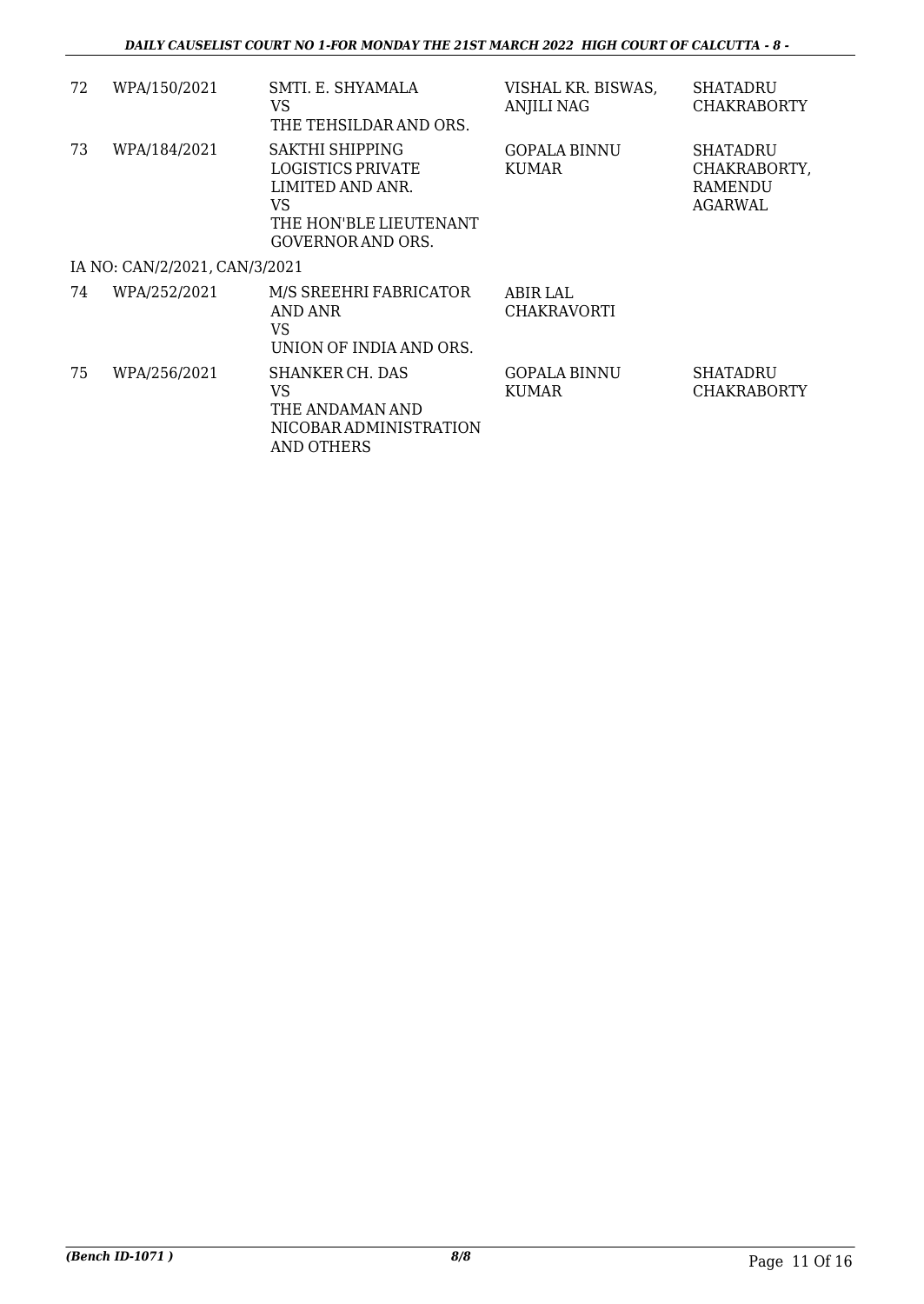| 72 | WPA/150/2021 | SMTI. E. SHYAMALA<br>VS<br>THE TEHSILDAR AND ORS. | VISHAL KR. BISWAS, ANJILI NAG | SHATADRU CHAKRABORTY |
|---|---|---|---|---|
| 73 | WPA/184/2021 | SAKTHI SHIPPING LOGISTICS PRIVATE LIMITED AND ANR.<br>VS<br>THE HON'BLE LIEUTENANT GOVERNOR AND ORS. | GOPALA BINNU KUMAR | SHATADRU CHAKRABORTY, RAMENDU AGARWAL |
| | IA NO: CAN/2/2021, CAN/3/2021 | | | |
| 74 | WPA/252/2021 | M/S SREEHRI FABRICATOR AND ANR<br>VS<br>UNION OF INDIA AND ORS. | ABIR LAL CHAKRAVORTI | |
| 75 | WPA/256/2021 | SHANKER CH. DAS<br>VS<br>THE ANDAMAN AND NICOBAR ADMINISTRATION AND OTHERS | GOPALA BINNU KUMAR | SHATADRU CHAKRABORTY |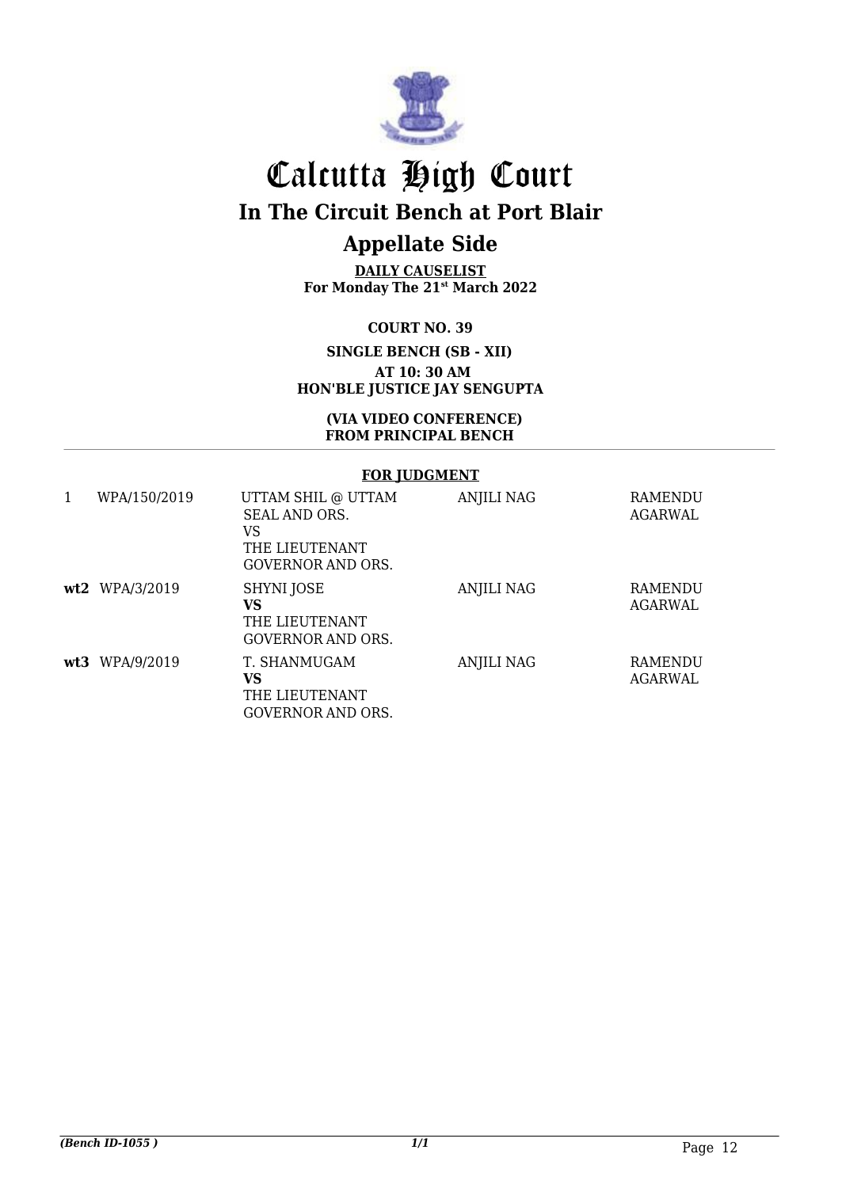# Calcutta High Court

## In The Circuit Bench at Port Blair

## Appellate Side

**DAILY CAUSELIST**
**For Monday The 21st March 2022**

**COURT NO. 39**

**SINGLE BENCH (SB - XII)**

**AT 10: 30 AM**

**HON'BLE JUSTICE JAY SENGUPTA**

**(VIA VIDEO CONFERENCE)**
**FROM PRINCIPAL BENCH**

**FOR JUDGMENT**

| | | | | |
|---|---|---|---|---|
| 1 | WPA/150/2019 | UTTAM SHIL @ UTTAM SEAL AND ORS.<br>VS<br>THE LIEUTENANT GOVERNOR AND ORS. | ANJILI NAG | RAMENDU AGARWAL |
| **wt2** | WPA/3/2019 | SHYNI JOSE<br>**VS**<br>THE LIEUTENANT GOVERNOR AND ORS. | ANJILI NAG | RAMENDU AGARWAL |
| **wt3** | WPA/9/2019 | T. SHANMUGAM<br>**VS**<br>THE LIEUTENANT GOVERNOR AND ORS. | ANJILI NAG | RAMENDU AGARWAL |

*(Bench ID-1055 )*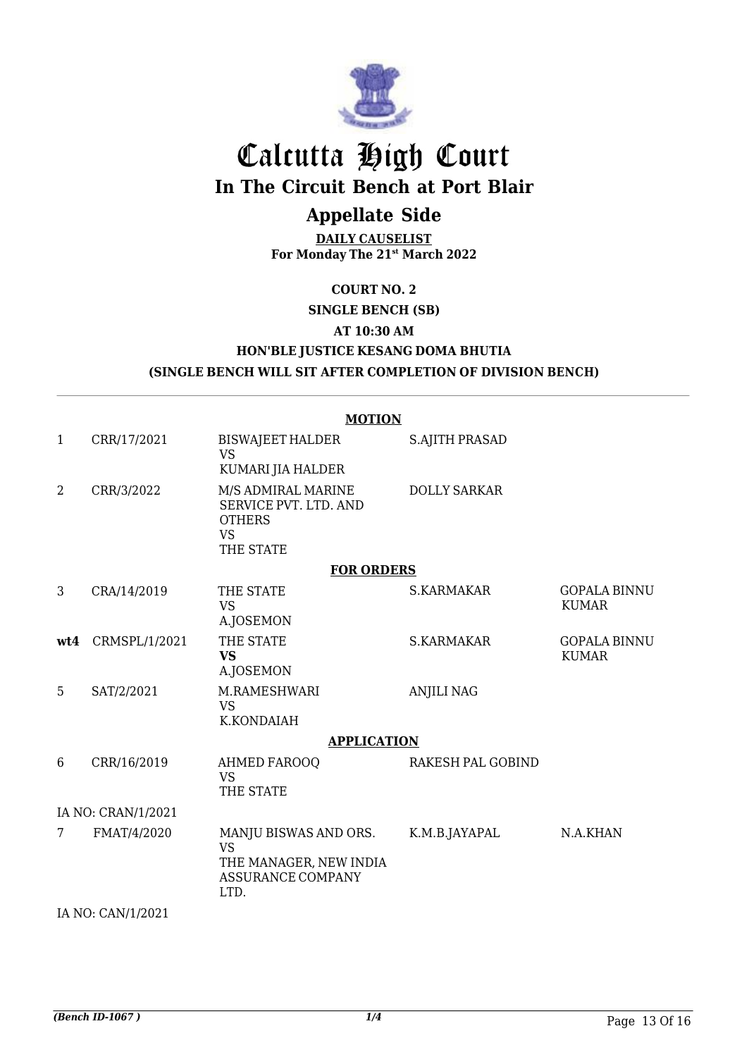# Calcutta High Court

## In The Circuit Bench at Port Blair

## Appellate Side

**DAILY CAUSELIST**
**For Monday The 21st March 2022**

**COURT NO. 2**

**SINGLE BENCH (SB)**

**AT 10:30 AM**

**HON'BLE JUSTICE KESANG DOMA BHUTIA**

**(SINGLE BENCH WILL SIT AFTER COMPLETION OF DIVISION BENCH)**

**MOTION**

| | | | | |
|---|---|---|---|---|
| 1 | CRR/17/2021 | BISWAJEET HALDER<br>VS<br>KUMARI JIA HALDER | S.AJITH PRASAD | |
| 2 | CRR/3/2022 | M/S ADMIRAL MARINE SERVICE PVT. LTD. AND OTHERS<br>VS<br>THE STATE | DOLLY SARKAR | |

**FOR ORDERS**

| | | | | |
|---|---|---|---|---|
| 3 | CRA/14/2019 | THE STATE<br>VS<br>A.JOSEMON | S.KARMAKAR | GOPALA BINNU KUMAR |
| **wt4** | CRMSPL/1/2021 | THE STATE<br>**VS**<br>A.JOSEMON | S.KARMAKAR | GOPALA BINNU KUMAR |
| 5 | SAT/2/2021 | M.RAMESHWARI<br>VS<br>K.KONDAIAH | ANJILI NAG | |

**APPLICATION**

| | | | | |
|---|---|---|---|---|
| 6 | CRR/16/2019 | AHMED FAROOQ<br>VS<br>THE STATE | RAKESH PAL GOBIND | |
| | IA NO: CRAN/1/2021 | | | |
| 7 | FMAT/4/2020 | MANJU BISWAS AND ORS.<br>VS<br>THE MANAGER, NEW INDIA ASSURANCE COMPANY LTD. | K.M.B.JAYAPAL | N.A.KHAN |
| | IA NO: CAN/1/2021 | | | |

*(Bench ID-1067 )*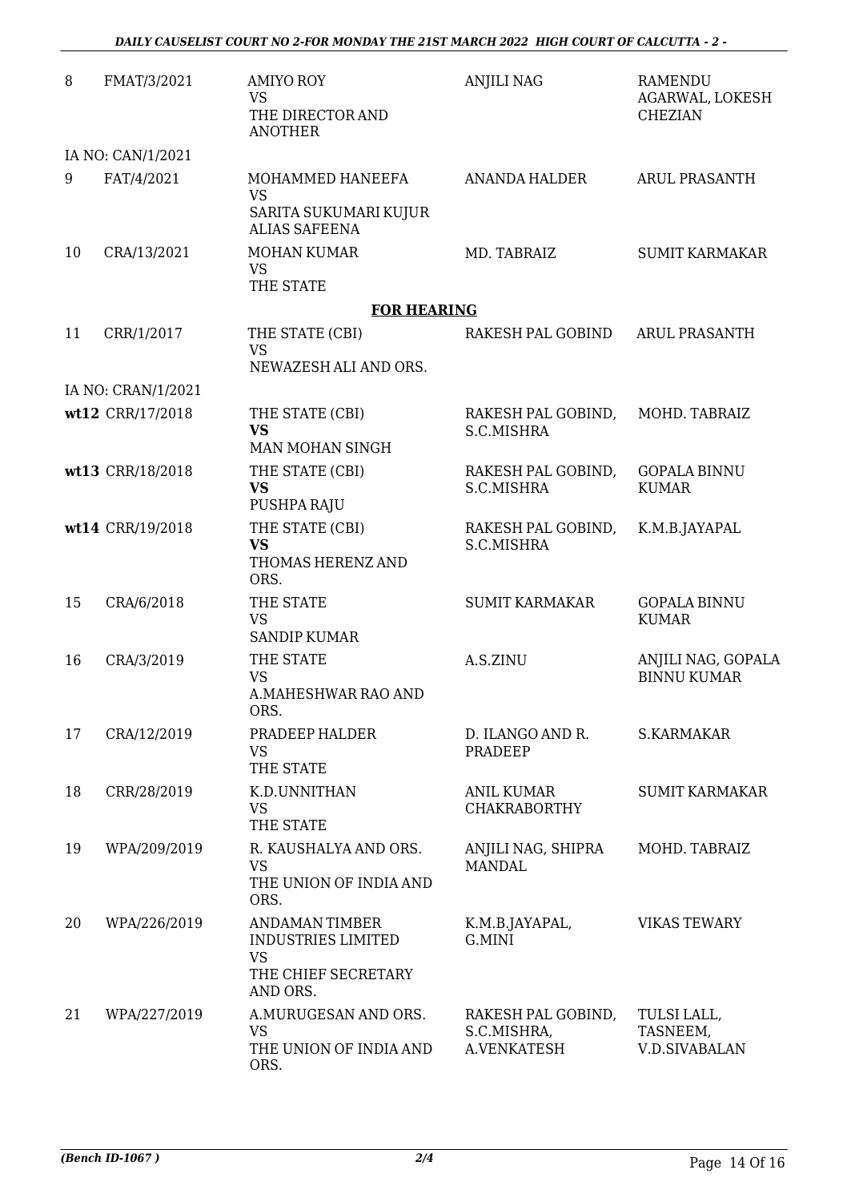| | | | | |
|---|---|---|---|---|
| 8 | FMAT/3/2021 | AMIYO ROY<br>VS<br>THE DIRECTOR AND ANOTHER | ANJILI NAG | RAMENDU AGARWAL, LOKESH CHEZIAN |
| IA NO: CAN/1/2021 | | | | |
| 9 | FAT/4/2021 | MOHAMMED HANEEFA<br>VS<br>SARITA SUKUMARI KUJUR ALIAS SAFEENA | ANANDA HALDER | ARUL PRASANTH |
| 10 | CRA/13/2021 | MOHAN KUMAR<br>VS<br>THE STATE | MD. TABRAIZ | SUMIT KARMAKAR |
| | | **FOR HEARING** | | |
| 11 | CRR/1/2017 | THE STATE (CBI)<br>VS<br>NEWAZESH ALI AND ORS. | RAKESH PAL GOBIND | ARUL PRASANTH |
| IA NO: CRAN/1/2021 | | | | |
| **wt12** | CRR/17/2018 | THE STATE (CBI)<br>**VS**<br>MAN MOHAN SINGH | RAKESH PAL GOBIND, S.C.MISHRA | MOHD. TABRAIZ |
| **wt13** | CRR/18/2018 | THE STATE (CBI)<br>**VS**<br>PUSHPA RAJU | RAKESH PAL GOBIND, S.C.MISHRA | GOPALA BINNU KUMAR |
| **wt14** | CRR/19/2018 | THE STATE (CBI)<br>**VS**<br>THOMAS HERENZ AND ORS. | RAKESH PAL GOBIND, S.C.MISHRA | K.M.B.JAYAPAL |
| 15 | CRA/6/2018 | THE STATE<br>VS<br>SANDIP KUMAR | SUMIT KARMAKAR | GOPALA BINNU KUMAR |
| 16 | CRA/3/2019 | THE STATE<br>VS<br>A.MAHESHWAR RAO AND ORS. | A.S.ZINU | ANJILI NAG, GOPALA BINNU KUMAR |
| 17 | CRA/12/2019 | PRADEEP HALDER<br>VS<br>THE STATE | D. ILANGO AND R. PRADEEP | S.KARMAKAR |
| 18 | CRR/28/2019 | K.D.UNNITHAN<br>VS<br>THE STATE | ANIL KUMAR CHAKRABORTHY | SUMIT KARMAKAR |
| 19 | WPA/209/2019 | R. KAUSHALYA AND ORS.<br>VS<br>THE UNION OF INDIA AND ORS. | ANJILI NAG, SHIPRA MANDAL | MOHD. TABRAIZ |
| 20 | WPA/226/2019 | ANDAMAN TIMBER INDUSTRIES LIMITED<br>VS<br>THE CHIEF SECRETARY AND ORS. | K.M.B.JAYAPAL, G.MINI | VIKAS TEWARY |
| 21 | WPA/227/2019 | A.MURUGESAN AND ORS.<br>VS<br>THE UNION OF INDIA AND ORS. | RAKESH PAL GOBIND, S.C.MISHRA, A.VENKATESH | TULSI LALL, TASNEEM, V.D.SIVABALAN |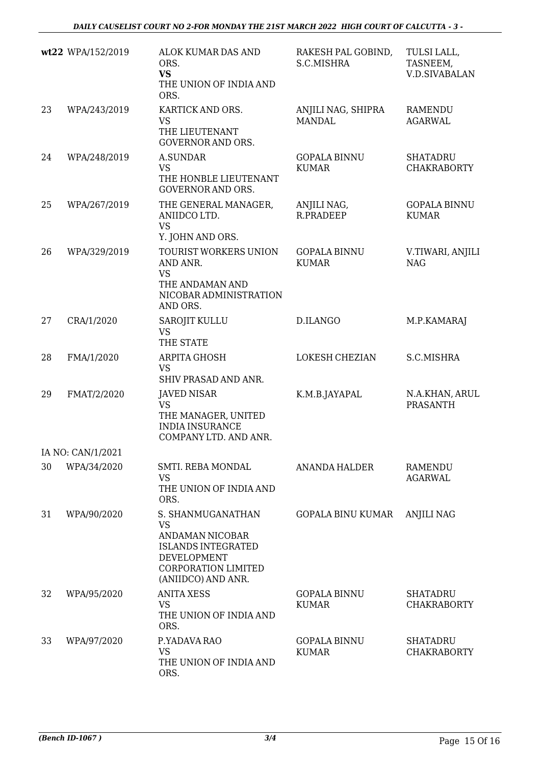| | | | | |
|---|---|---|---|---|
| **wt22** | WPA/152/2019 | ALOK KUMAR DAS AND ORS.<br>**VS**<br>THE UNION OF INDIA AND ORS. | RAKESH PAL GOBIND, S.C.MISHRA | TULSI LALL, TASNEEM, V.D.SIVABALAN |
| 23 | WPA/243/2019 | KARTICK AND ORS.<br>VS<br>THE LIEUTENANT GOVERNOR AND ORS. | ANJILI NAG, SHIPRA MANDAL | RAMENDU AGARWAL |
| 24 | WPA/248/2019 | A.SUNDAR<br>VS<br>THE HONBLE LIEUTENANT GOVERNOR AND ORS. | GOPALA BINNU KUMAR | SHATADRU CHAKRABORTY |
| 25 | WPA/267/2019 | THE GENERAL MANAGER, ANIIDCO LTD.<br>VS<br>Y. JOHN AND ORS. | ANJILI NAG, R.PRADEEP | GOPALA BINNU KUMAR |
| 26 | WPA/329/2019 | TOURIST WORKERS UNION AND ANR.<br>VS<br>THE ANDAMAN AND NICOBAR ADMINISTRATION AND ORS. | GOPALA BINNU KUMAR | V.TIWARI, ANJILI NAG |
| 27 | CRA/1/2020 | SAROJIT KULLU<br>VS<br>THE STATE | D.ILANGO | M.P.KAMARAJ |
| 28 | FMA/1/2020 | ARPITA GHOSH<br>VS<br>SHIV PRASAD AND ANR. | LOKESH CHEZIAN | S.C.MISHRA |
| 29 | FMAT/2/2020 | JAVED NISAR<br>VS<br>THE MANAGER, UNITED INDIA INSURANCE COMPANY LTD. AND ANR. | K.M.B.JAYAPAL | N.A.KHAN, ARUL PRASANTH |
| IA NO: CAN/1/2021 | | | | |
| 30 | WPA/34/2020 | SMTI. REBA MONDAL<br>VS<br>THE UNION OF INDIA AND ORS. | ANANDA HALDER | RAMENDU AGARWAL |
| 31 | WPA/90/2020 | S. SHANMUGANATHAN<br>VS<br>ANDAMAN NICOBAR ISLANDS INTEGRATED DEVELOPMENT CORPORATION LIMITED (ANIIDCO) AND ANR. | GOPALA BINU KUMAR | ANJILI NAG |
| 32 | WPA/95/2020 | ANITA XESS<br>VS<br>THE UNION OF INDIA AND ORS. | GOPALA BINNU KUMAR | SHATADRU CHAKRABORTY |
| 33 | WPA/97/2020 | P.YADAVA RAO<br>VS<br>THE UNION OF INDIA AND ORS. | GOPALA BINNU KUMAR | SHATADRU CHAKRABORTY |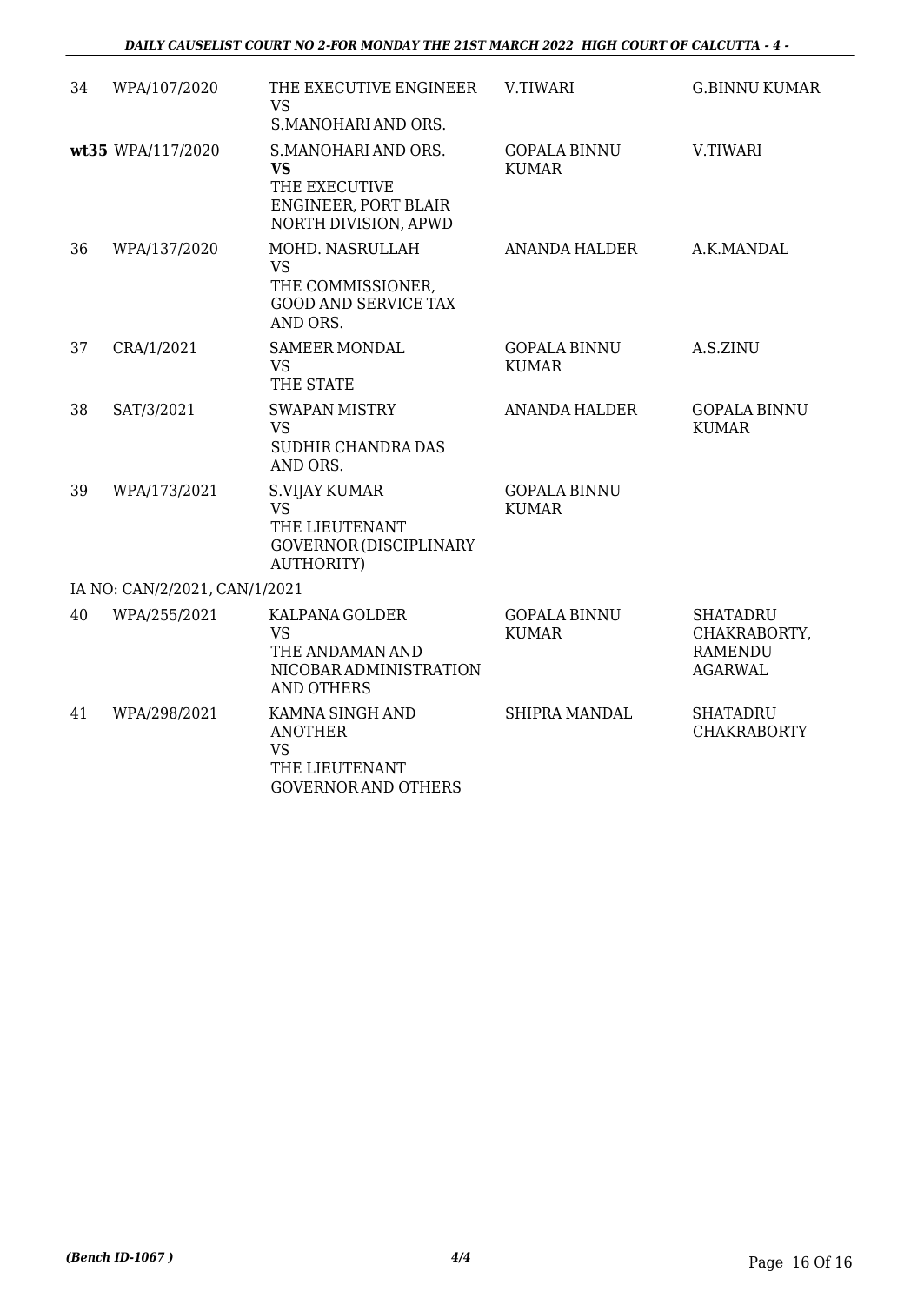| | | | | |
|---|---|---|---|---|
| 34 | WPA/107/2020 | THE EXECUTIVE ENGINEER<br>VS<br>S.MANOHARI AND ORS. | V.TIWARI | G.BINNU KUMAR |
| **wt35** | WPA/117/2020 | S.MANOHARI AND ORS.<br>**VS**<br>THE EXECUTIVE ENGINEER, PORT BLAIR NORTH DIVISION, APWD | GOPALA BINNU KUMAR | V.TIWARI |
| 36 | WPA/137/2020 | MOHD. NASRULLAH<br>VS<br>THE COMMISSIONER, GOOD AND SERVICE TAX AND ORS. | ANANDA HALDER | A.K.MANDAL |
| 37 | CRA/1/2021 | SAMEER MONDAL<br>VS<br>THE STATE | GOPALA BINNU KUMAR | A.S.ZINU |
| 38 | SAT/3/2021 | SWAPAN MISTRY<br>VS<br>SUDHIR CHANDRA DAS AND ORS. | ANANDA HALDER | GOPALA BINNU KUMAR |
| 39 | WPA/173/2021 | S.VIJAY KUMAR<br>VS<br>THE LIEUTENANT GOVERNOR (DISCIPLINARY AUTHORITY) | GOPALA BINNU KUMAR | |
| IA NO: CAN/2/2021, CAN/1/2021 | | | | |
| 40 | WPA/255/2021 | KALPANA GOLDER<br>VS<br>THE ANDAMAN AND NICOBAR ADMINISTRATION AND OTHERS | GOPALA BINNU KUMAR | SHATADRU CHAKRABORTY, RAMENDU AGARWAL |
| 41 | WPA/298/2021 | KAMNA SINGH AND ANOTHER<br>VS<br>THE LIEUTENANT GOVERNOR AND OTHERS | SHIPRA MANDAL | SHATADRU CHAKRABORTY |

*(Bench ID-1067 )*